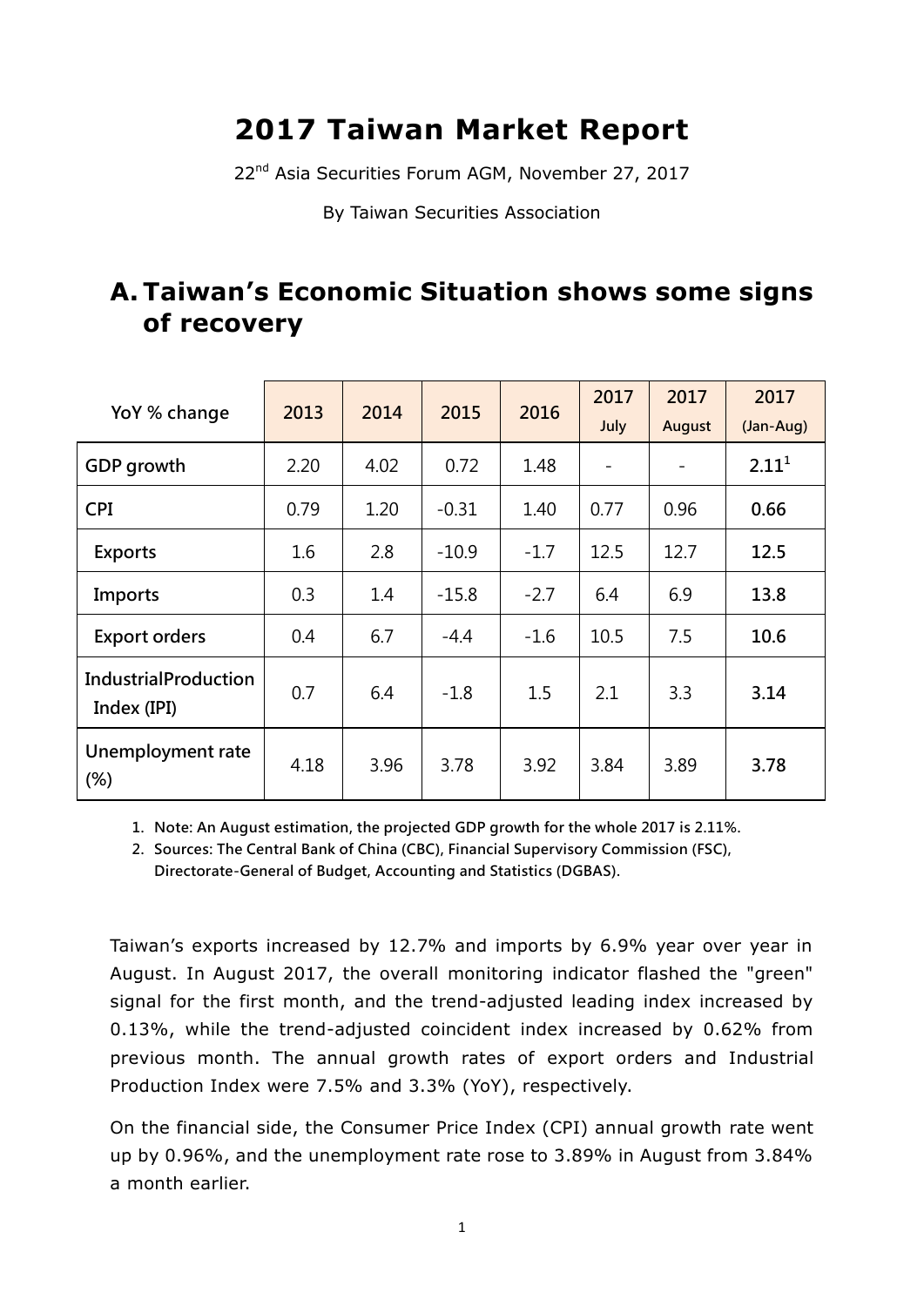# 2017 Taiwan Market Report

22nd Asia Securities Forum AGM, November 27, 2017

By Taiwan Securities Association

## A. Taiwan's Economic Situation shows some signs of recovery

| YoY % change | 2013 | 2014 | 2015 | 2016 | 2017 July | 2017 August | 2017 (Jan-Aug) |
|---|---|---|---|---|---|---|---|
| GDP growth | 2.20 | 4.02 | 0.72 | 1.48 | - | - | **2.11**[1] |
| CPI | 0.79 | 1.20 | -0.31 | 1.40 | 0.77 | 0.96 | **0.66** |
| Exports | 1.6 | 2.8 | -10.9 | -1.7 | 12.5 | 12.7 | **12.5** |
| Imports | 0.3 | 1.4 | -15.8 | -2.7 | 6.4 | 6.9 | **13.8** |
| Export orders | 0.4 | 6.7 | -4.4 | -1.6 | 10.5 | 7.5 | **10.6** |
| IndustrialProduction Index (IPI) | 0.7 | 6.4 | -1.8 | 1.5 | 2.1 | 3.3 | **3.14** |
| Unemployment rate (%) | 4.18 | 3.96 | 3.78 | 3.92 | 3.84 | 3.89 | **3.78** |

1. Note: An August estimation, the projected GDP growth for the whole 2017 is 2.11%.
2. Sources: The Central Bank of China (CBC), Financial Supervisory Commission (FSC), Directorate-General of Budget, Accounting and Statistics (DGBAS).

Taiwan's exports increased by 12.7% and imports by 6.9% year over year in August. In August 2017, the overall monitoring indicator flashed the "green" signal for the first month, and the trend-adjusted leading index increased by 0.13%, while the trend-adjusted coincident index increased by 0.62% from previous month. The annual growth rates of export orders and Industrial Production Index were 7.5% and 3.3% (YoY), respectively.

On the financial side, the Consumer Price Index (CPI) annual growth rate went up by 0.96%, and the unemployment rate rose to 3.89% in August from 3.84% a month earlier.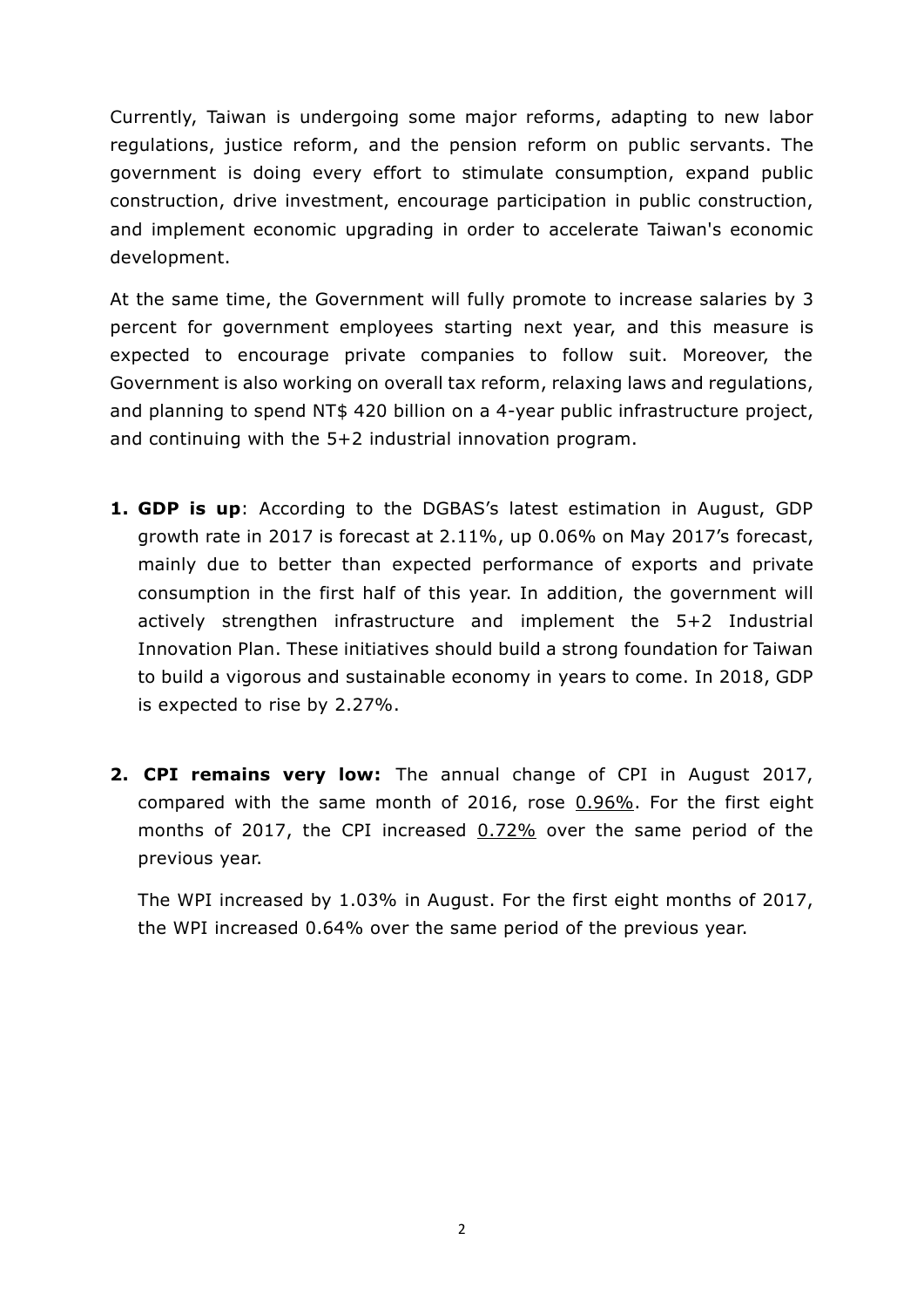Currently, Taiwan is undergoing some major reforms, adapting to new labor regulations, justice reform, and the pension reform on public servants. The government is doing every effort to stimulate consumption, expand public construction, drive investment, encourage participation in public construction, and implement economic upgrading in order to accelerate Taiwan's economic development.

At the same time, the Government will fully promote to increase salaries by 3 percent for government employees starting next year, and this measure is expected to encourage private companies to follow suit. Moreover, the Government is also working on overall tax reform, relaxing laws and regulations, and planning to spend NT$ 420 billion on a 4-year public infrastructure project, and continuing with the 5+2 industrial innovation program.

1. **GDP is up**: According to the DGBAS's latest estimation in August, GDP growth rate in 2017 is forecast at 2.11%, up 0.06% on May 2017's forecast, mainly due to better than expected performance of exports and private consumption in the first half of this year. In addition, the government will actively strengthen infrastructure and implement the 5+2 Industrial Innovation Plan. These initiatives should build a strong foundation for Taiwan to build a vigorous and sustainable economy in years to come. In 2018, GDP is expected to rise by 2.27%.

2. **CPI remains very low:** The annual change of CPI in August 2017, compared with the same month of 2016, rose 0.96%. For the first eight months of 2017, the CPI increased 0.72% over the same period of the previous year.

   The WPI increased by 1.03% in August. For the first eight months of 2017, the WPI increased 0.64% over the same period of the previous year.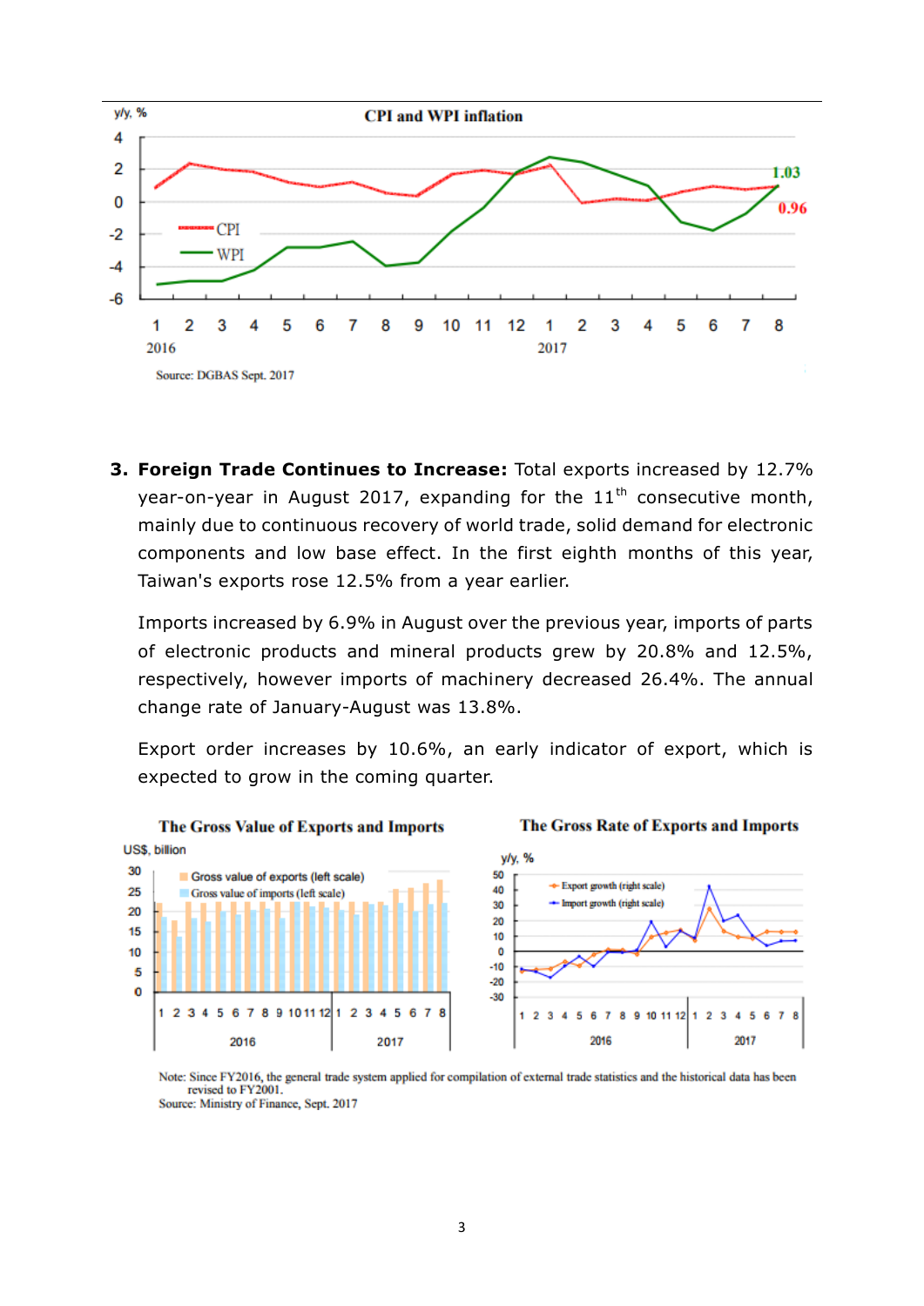**CPI and WPI inflation**

y/y, %

Source: DGBAS Sept. 2017

3. **Foreign Trade Continues to Increase:** Total exports increased by 12.7% year-on-year in August 2017, expanding for the 11th consecutive month, mainly due to continuous recovery of world trade, solid demand for electronic components and low base effect. In the first eighth months of this year, Taiwan's exports rose 12.5% from a year earlier.

   Imports increased by 6.9% in August over the previous year, imports of parts of electronic products and mineral products grew by 20.8% and 12.5%, respectively, however imports of machinery decreased 26.4%. The annual change rate of January-August was 13.8%.

   Export order increases by 10.6%, an early indicator of export, which is expected to grow in the coming quarter.

**The Gross Value of Exports and Imports**

**The Gross Rate of Exports and Imports**

Note: Since FY2016, the general trade system applied for compilation of external trade statistics and the historical data has been revised to FY2001.
Source: Ministry of Finance, Sept. 2017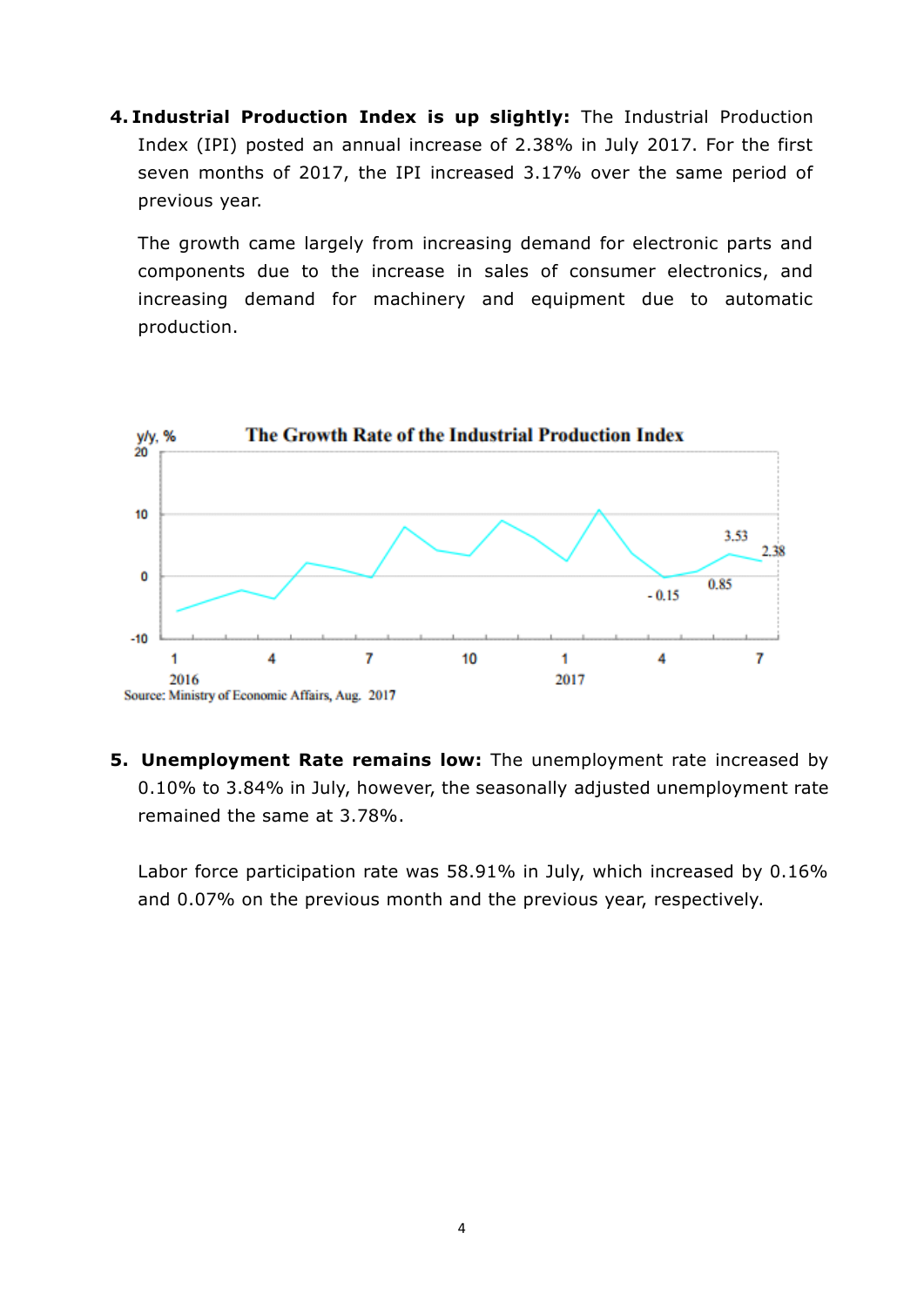4. **Industrial Production Index is up slightly:** The Industrial Production Index (IPI) posted an annual increase of 2.38% in July 2017. For the first seven months of 2017, the IPI increased 3.17% over the same period of previous year.

   The growth came largely from increasing demand for electronic parts and components due to the increase in sales of consumer electronics, and increasing demand for machinery and equipment due to automatic production.

**The Growth Rate of the Industrial Production Index**

y/y, %

Source: Ministry of Economic Affairs, Aug. 2017

5. **Unemployment Rate remains low:** The unemployment rate increased by 0.10% to 3.84% in July, however, the seasonally adjusted unemployment rate remained the same at 3.78%.

   Labor force participation rate was 58.91% in July, which increased by 0.16% and 0.07% on the previous month and the previous year, respectively.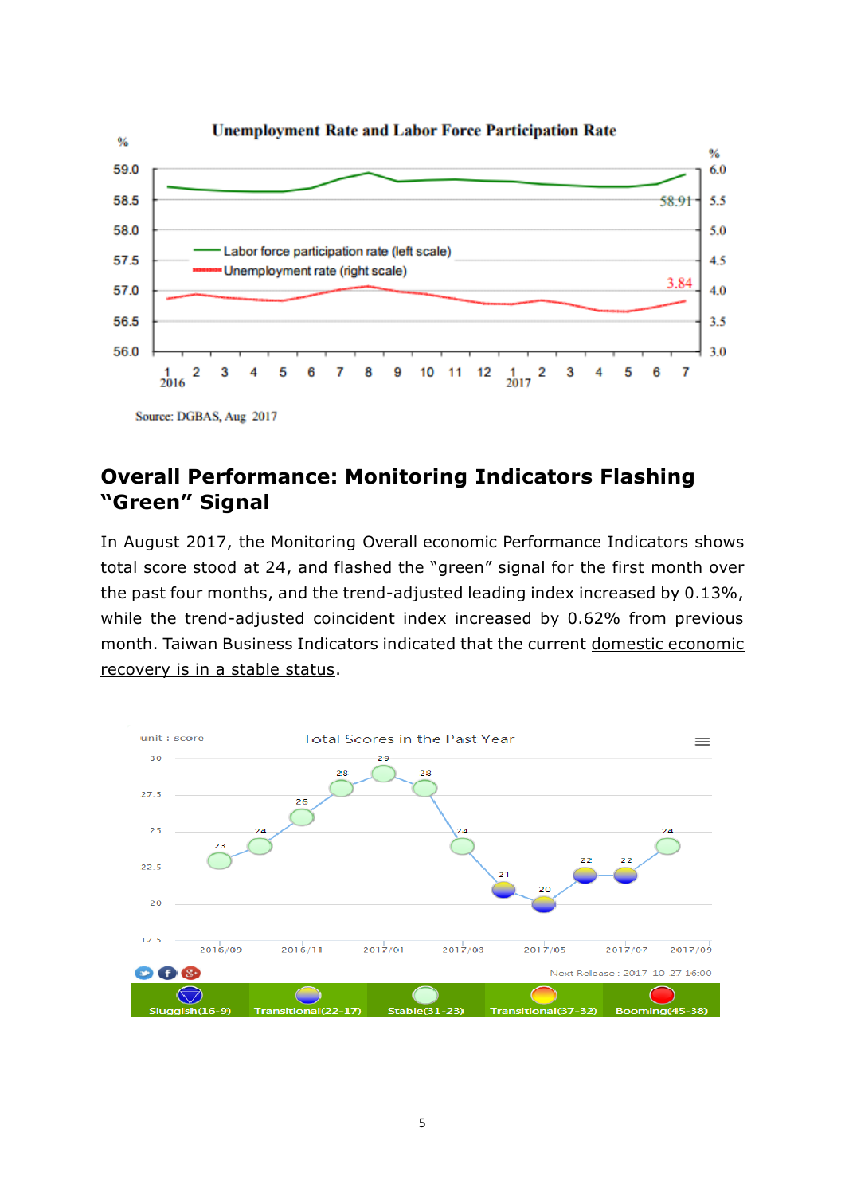Unemployment Rate and Labor Force Participation Rate

Source: DGBAS, Aug 2017

## Overall Performance: Monitoring Indicators Flashing "Green" Signal

In August 2017, the Monitoring Overall economic Performance Indicators shows total score stood at 24, and flashed the "green" signal for the first month over the past four months, and the trend-adjusted leading index increased by 0.13%, while the trend-adjusted coincident index increased by 0.62% from previous month. Taiwan Business Indicators indicated that the current domestic economic recovery is in a stable status.

Total Scores in the Past Year

Next Release : 2017-10-27 16:00

Sluggish(16-9) | Transitional(22-17) | Stable(31-23) | Transitional(37-32) | Booming(45-38)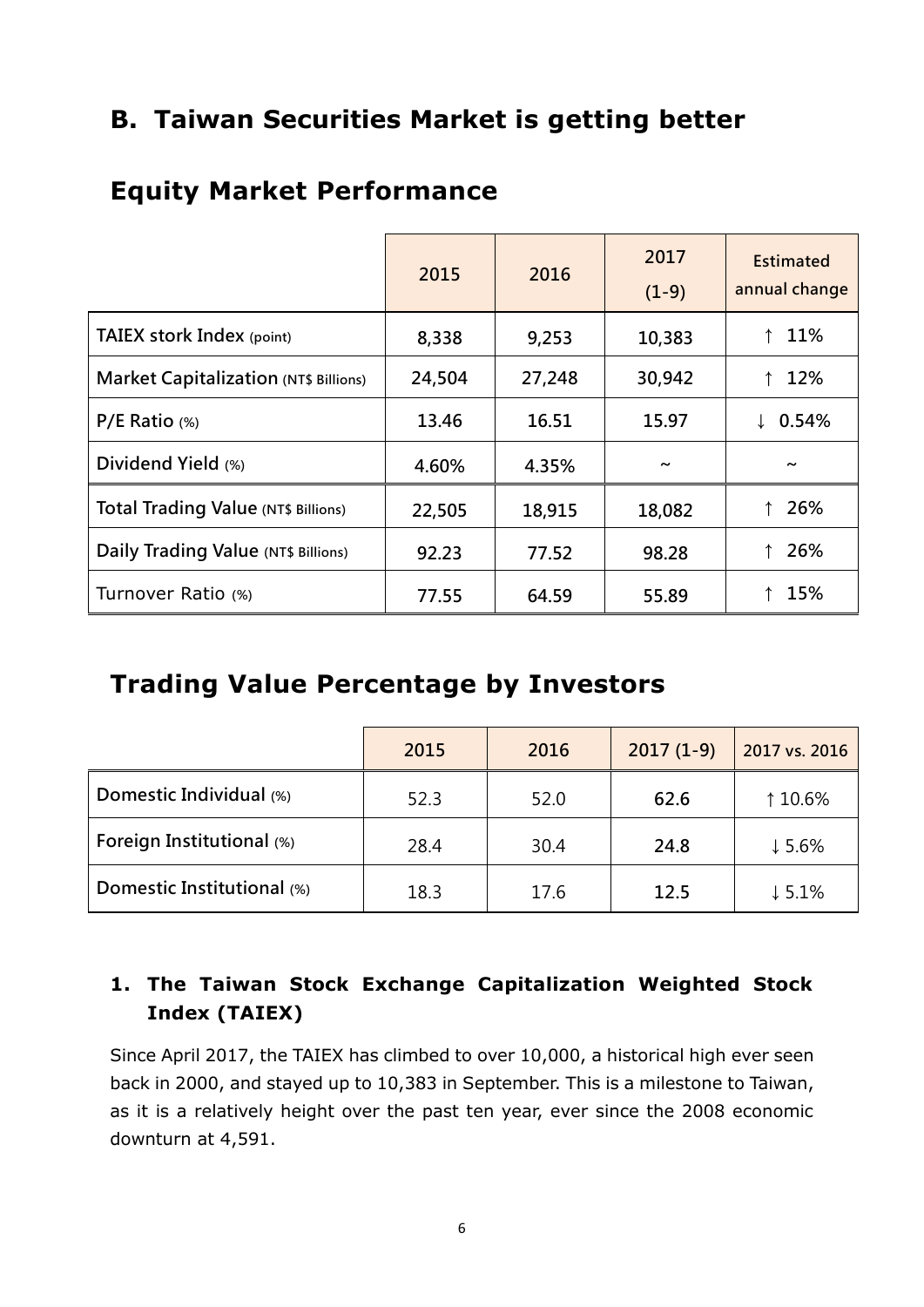## B. Taiwan Securities Market is getting better

## Equity Market Performance

| | 2015 | 2016 | 2017 (1-9) | Estimated annual change |
|---|---|---|---|---|
| TAIEX stork Index (point) | 8,338 | 9,253 | 10,383 | ↑ 11% |
| Market Capitalization (NT$ Billions) | 24,504 | 27,248 | 30,942 | ↑ 12% |
| P/E Ratio (%) | 13.46 | 16.51 | 15.97 | ↓ 0.54% |
| Dividend Yield (%) | 4.60% | 4.35% | ~ | ~ |
| Total Trading Value (NT$ Billions) | 22,505 | 18,915 | 18,082 | ↑ 26% |
| Daily Trading Value (NT$ Billions) | 92.23 | 77.52 | 98.28 | ↑ 26% |
| Turnover Ratio (%) | 77.55 | 64.59 | 55.89 | ↑ 15% |

## Trading Value Percentage by Investors

| | 2015 | 2016 | 2017 (1-9) | 2017 vs. 2016 |
|---|---|---|---|---|
| Domestic Individual (%) | 52.3 | 52.0 | 62.6 | ↑ 10.6% |
| Foreign Institutional (%) | 28.4 | 30.4 | 24.8 | ↓ 5.6% |
| Domestic Institutional (%) | 18.3 | 17.6 | 12.5 | ↓ 5.1% |

### 1. The Taiwan Stock Exchange Capitalization Weighted Stock Index (TAIEX)

Since April 2017, the TAIEX has climbed to over 10,000, a historical high ever seen back in 2000, and stayed up to 10,383 in September. This is a milestone to Taiwan, as it is a relatively height over the past ten year, ever since the 2008 economic downturn at 4,591.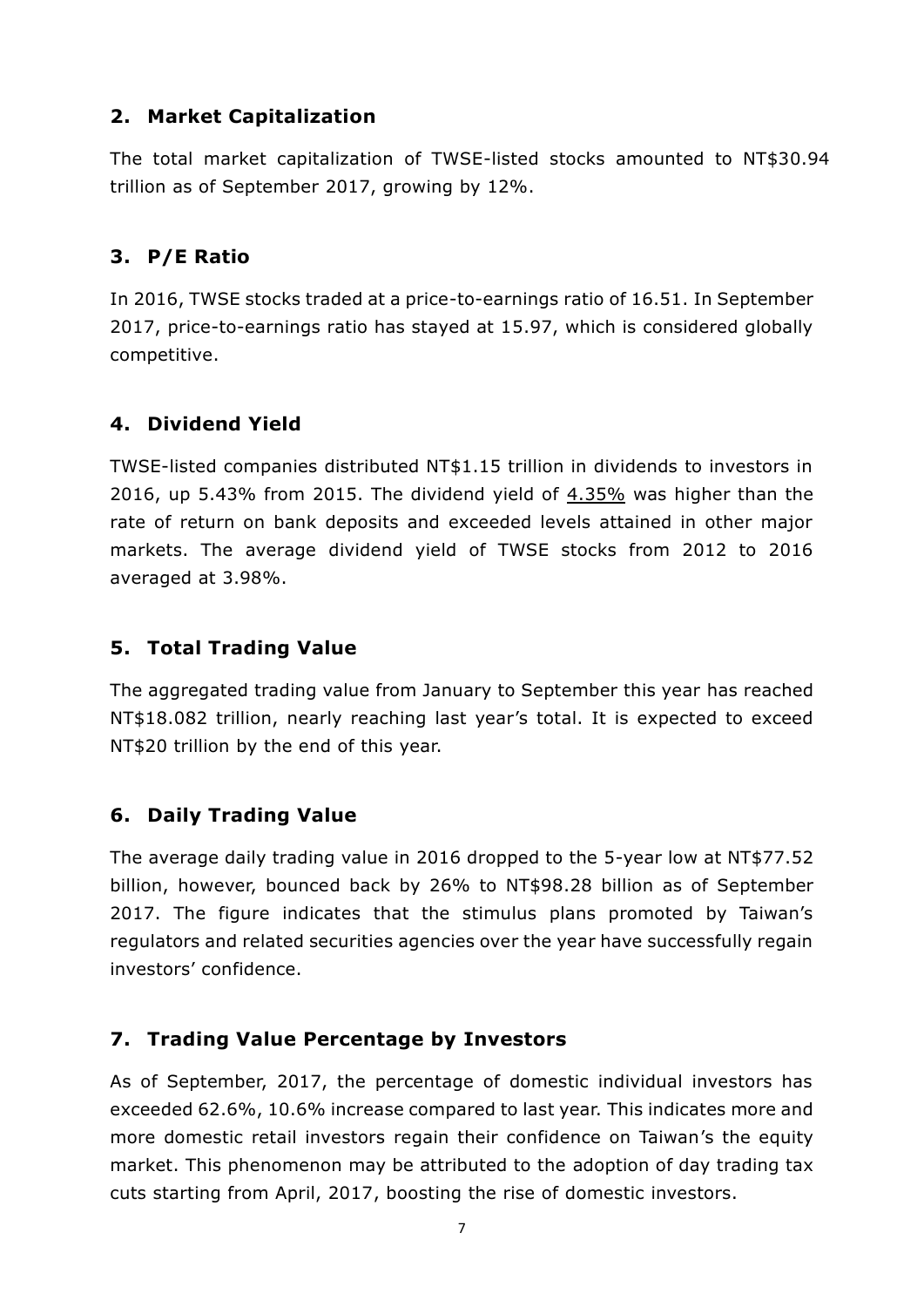## 2. Market Capitalization

The total market capitalization of TWSE-listed stocks amounted to NT$30.94 trillion as of September 2017, growing by 12%.

## 3. P/E Ratio

In 2016, TWSE stocks traded at a price-to-earnings ratio of 16.51. In September 2017, price-to-earnings ratio has stayed at 15.97, which is considered globally competitive.

## 4. Dividend Yield

TWSE-listed companies distributed NT$1.15 trillion in dividends to investors in 2016, up 5.43% from 2015. The dividend yield of <u>4.35%</u> was higher than the rate of return on bank deposits and exceeded levels attained in other major markets. The average dividend yield of TWSE stocks from 2012 to 2016 averaged at 3.98%.

## 5. Total Trading Value

The aggregated trading value from January to September this year has reached NT$18.082 trillion, nearly reaching last year's total. It is expected to exceed NT$20 trillion by the end of this year.

## 6. Daily Trading Value

The average daily trading value in 2016 dropped to the 5-year low at NT$77.52 billion, however, bounced back by 26% to NT$98.28 billion as of September 2017. The figure indicates that the stimulus plans promoted by Taiwan's regulators and related securities agencies over the year have successfully regain investors' confidence.

## 7. Trading Value Percentage by Investors

As of September, 2017, the percentage of domestic individual investors has exceeded 62.6%, 10.6% increase compared to last year. This indicates more and more domestic retail investors regain their confidence on Taiwan's the equity market. This phenomenon may be attributed to the adoption of day trading tax cuts starting from April, 2017, boosting the rise of domestic investors.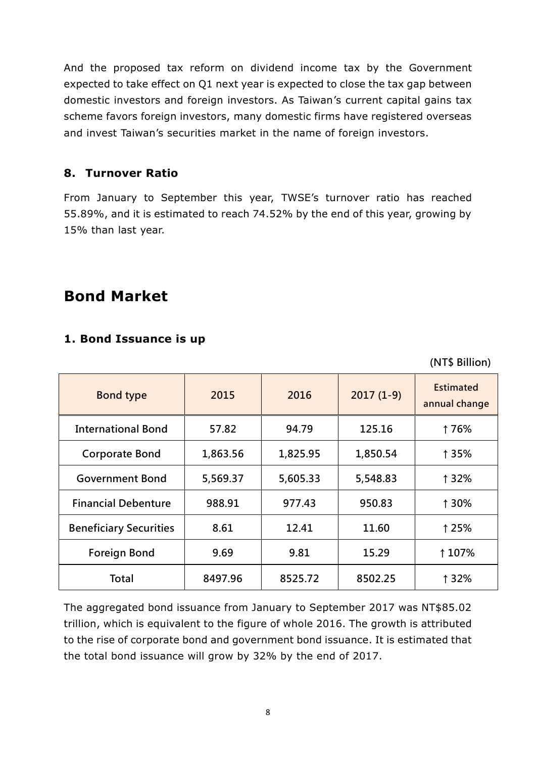And the proposed tax reform on dividend income tax by the Government expected to take effect on Q1 next year is expected to close the tax gap between domestic investors and foreign investors. As Taiwan's current capital gains tax scheme favors foreign investors, many domestic firms have registered overseas and invest Taiwan's securities market in the name of foreign investors.

### 8. Turnover Ratio

From January to September this year, TWSE's turnover ratio has reached 55.89%, and it is estimated to reach 74.52% by the end of this year, growing by 15% than last year.

## Bond Market

### 1. Bond Issuance is up

(NT$ Billion)

| Bond type | 2015 | 2016 | 2017 (1-9) | Estimated annual change |
|---|---|---|---|---|
| International Bond | 57.82 | 94.79 | 125.16 | ↑76% |
| Corporate Bond | 1,863.56 | 1,825.95 | 1,850.54 | ↑35% |
| Government Bond | 5,569.37 | 5,605.33 | 5,548.83 | ↑32% |
| Financial Debenture | 988.91 | 977.43 | 950.83 | ↑30% |
| Beneficiary Securities | 8.61 | 12.41 | 11.60 | ↑25% |
| Foreign Bond | 9.69 | 9.81 | 15.29 | ↑107% |
| Total | 8497.96 | 8525.72 | 8502.25 | ↑32% |

The aggregated bond issuance from January to September 2017 was NT$85.02 trillion, which is equivalent to the figure of whole 2016. The growth is attributed to the rise of corporate bond and government bond issuance. It is estimated that the total bond issuance will grow by 32% by the end of 2017.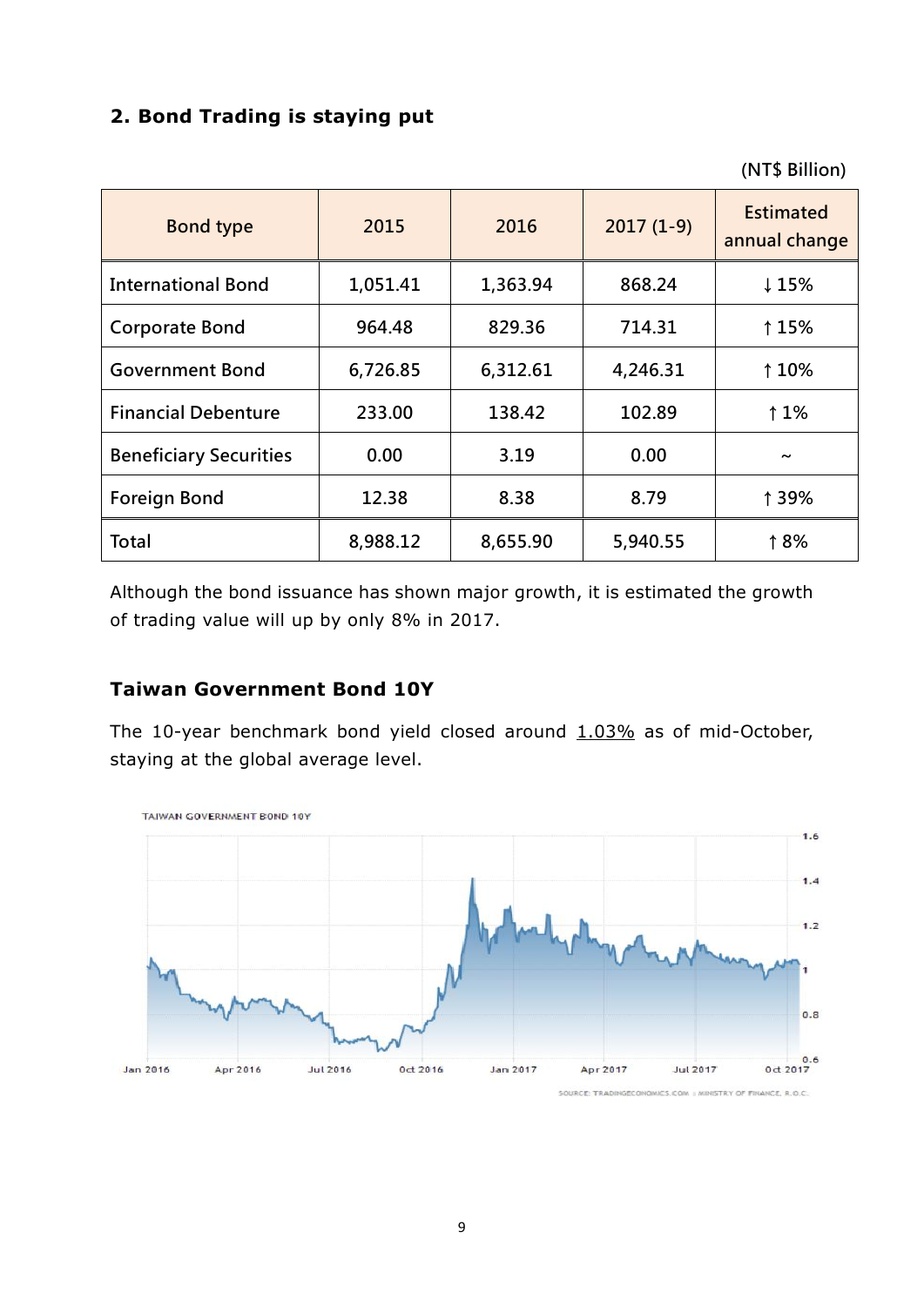## 2. Bond Trading is staying put

(NT$ Billion)

| Bond type | 2015 | 2016 | 2017 (1-9) | Estimated annual change |
|---|---|---|---|---|
| International Bond | 1,051.41 | 1,363.94 | 868.24 | ↓15% |
| Corporate Bond | 964.48 | 829.36 | 714.31 | ↑15% |
| Government Bond | 6,726.85 | 6,312.61 | 4,246.31 | ↑10% |
| Financial Debenture | 233.00 | 138.42 | 102.89 | ↑1% |
| Beneficiary Securities | 0.00 | 3.19 | 0.00 | ~ |
| Foreign Bond | 12.38 | 8.38 | 8.79 | ↑39% |
| Total | 8,988.12 | 8,655.90 | 5,940.55 | ↑8% |

Although the bond issuance has shown major growth, it is estimated the growth of trading value will up by only 8% in 2017.

### Taiwan Government Bond 10Y

The 10-year benchmark bond yield closed around 1.03% as of mid-October, staying at the global average level.

TAIWAN GOVERNMENT BOND 10Y

SOURCE: TRADINGECONOMICS.COM | MINISTRY OF FINANCE, R.O.C.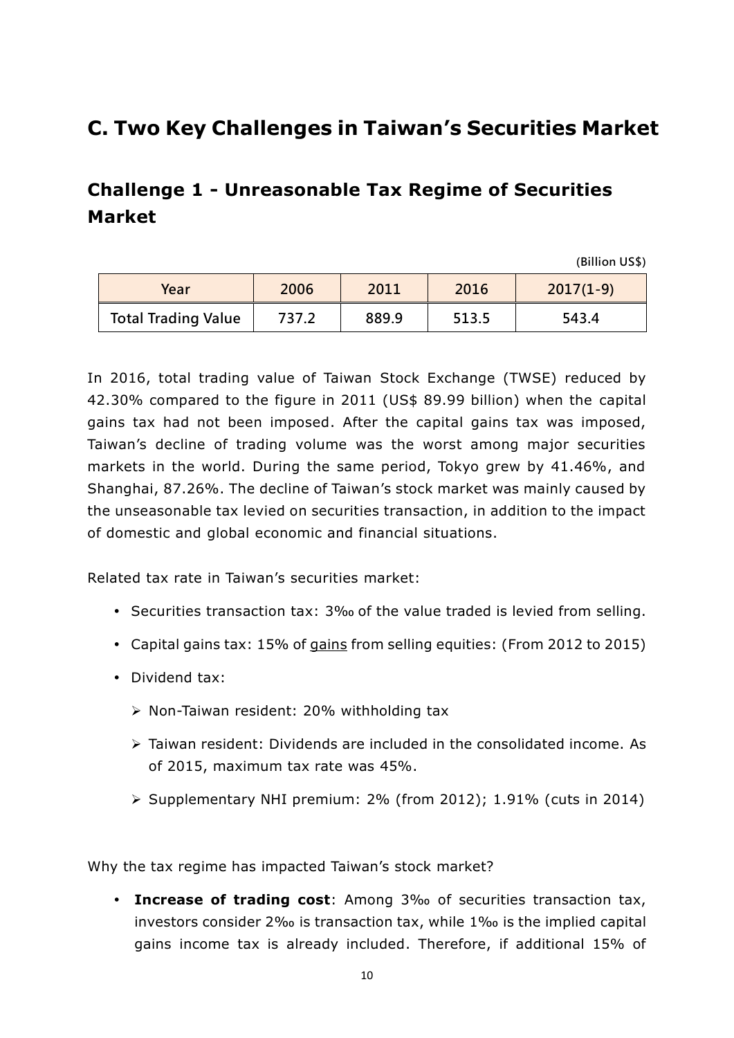# C. Two Key Challenges in Taiwan's Securities Market

## Challenge 1 - Unreasonable Tax Regime of Securities Market

(Billion US$)

| Year | 2006 | 2011 | 2016 | 2017(1-9) |
| --- | --- | --- | --- | --- |
| Total Trading Value | 737.2 | 889.9 | 513.5 | 543.4 |

In 2016, total trading value of Taiwan Stock Exchange (TWSE) reduced by 42.30% compared to the figure in 2011 (US$ 89.99 billion) when the capital gains tax had not been imposed. After the capital gains tax was imposed, Taiwan's decline of trading volume was the worst among major securities markets in the world. During the same period, Tokyo grew by 41.46%, and Shanghai, 87.26%. The decline of Taiwan's stock market was mainly caused by the unseasonable tax levied on securities transaction, in addition to the impact of domestic and global economic and financial situations.

Related tax rate in Taiwan's securities market:

- Securities transaction tax: 3‰ of the value traded is levied from selling.
- Capital gains tax: 15% of <u>gains</u> from selling equities: (From 2012 to 2015)
- Dividend tax:
  - Non-Taiwan resident: 20% withholding tax
  - Taiwan resident: Dividends are included in the consolidated income. As of 2015, maximum tax rate was 45%.
  - Supplementary NHI premium: 2% (from 2012); 1.91% (cuts in 2014)

Why the tax regime has impacted Taiwan's stock market?

- **Increase of trading cost**: Among 3‰ of securities transaction tax, investors consider 2‰ is transaction tax, while 1‰ is the implied capital gains income tax is already included. Therefore, if additional 15% of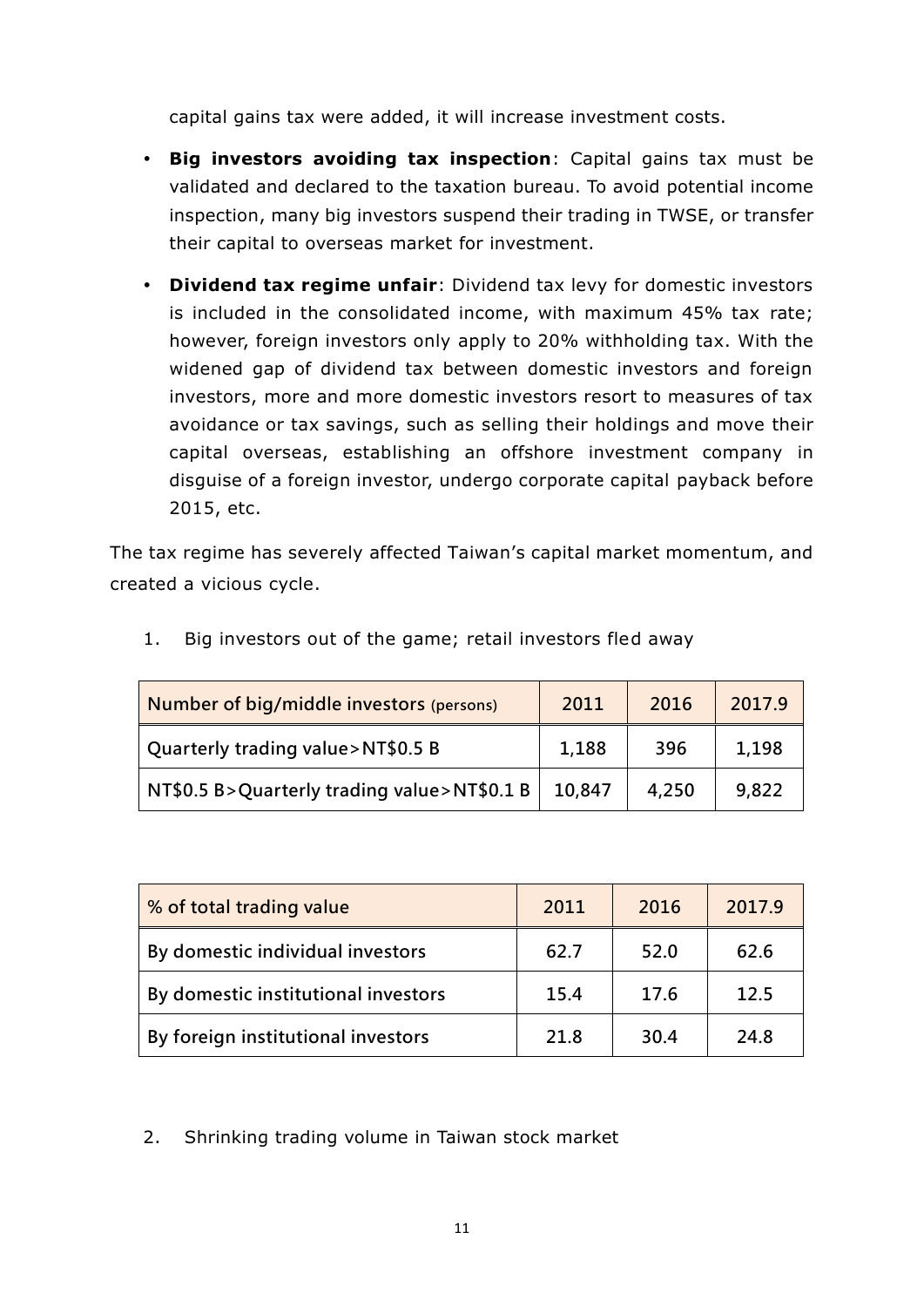capital gains tax were added, it will increase investment costs.

- **Big investors avoiding tax inspection**: Capital gains tax must be validated and declared to the taxation bureau. To avoid potential income inspection, many big investors suspend their trading in TWSE, or transfer their capital to overseas market for investment.
- **Dividend tax regime unfair**: Dividend tax levy for domestic investors is included in the consolidated income, with maximum 45% tax rate; however, foreign investors only apply to 20% withholding tax. With the widened gap of dividend tax between domestic investors and foreign investors, more and more domestic investors resort to measures of tax avoidance or tax savings, such as selling their holdings and move their capital overseas, establishing an offshore investment company in disguise of a foreign investor, undergo corporate capital payback before 2015, etc.

The tax regime has severely affected Taiwan's capital market momentum, and created a vicious cycle.

1. Big investors out of the game; retail investors fled away

| Number of big/middle investors (persons) | 2011 | 2016 | 2017.9 |
|---|---|---|---|
| Quarterly trading value>NT$0.5 B | 1,188 | 396 | 1,198 |
| NT$0.5 B>Quarterly trading value>NT$0.1 B | 10,847 | 4,250 | 9,822 |

| % of total trading value | 2011 | 2016 | 2017.9 |
|---|---|---|---|
| By domestic individual investors | 62.7 | 52.0 | 62.6 |
| By domestic institutional investors | 15.4 | 17.6 | 12.5 |
| By foreign institutional investors | 21.8 | 30.4 | 24.8 |

2. Shrinking trading volume in Taiwan stock market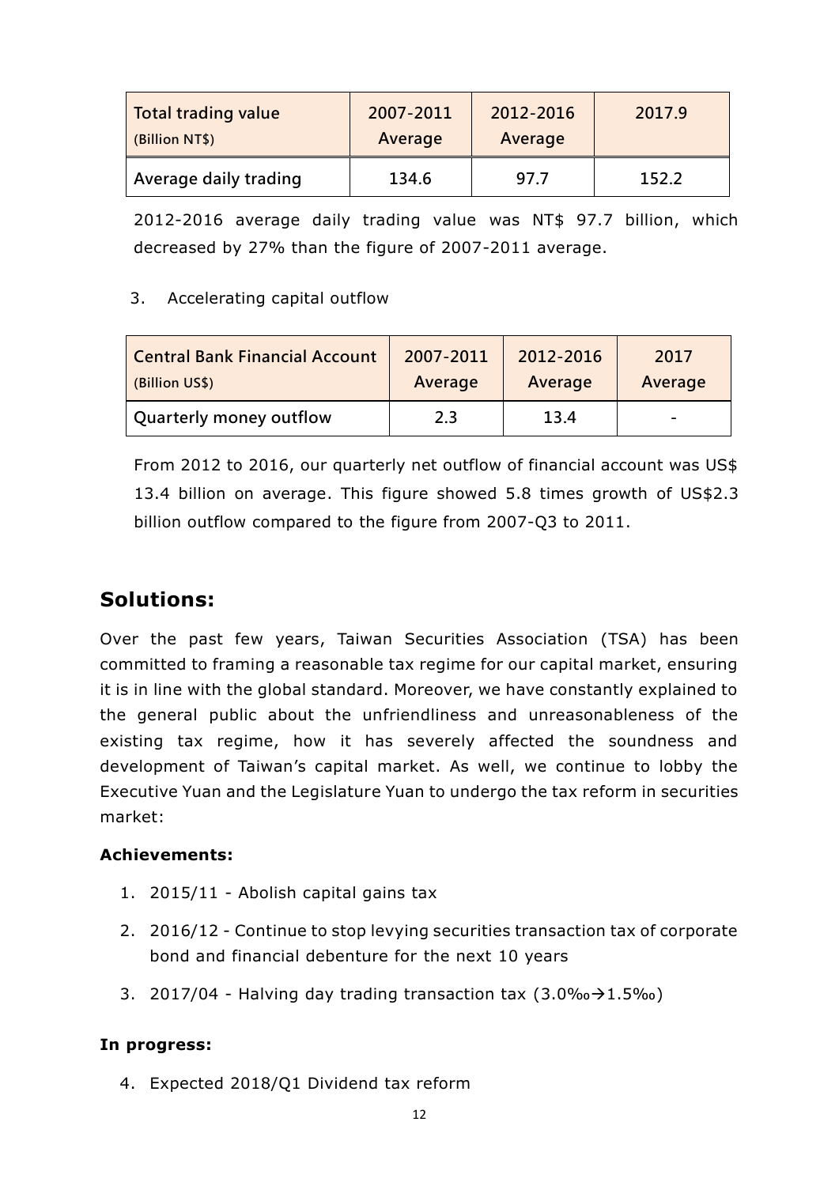| Total trading value (Billion NT$) | 2007-2011 Average | 2012-2016 Average | 2017.9 |
| --- | --- | --- | --- |
| Average daily trading | 134.6 | 97.7 | 152.2 |

2012-2016 average daily trading value was NT$ 97.7 billion, which decreased by 27% than the figure of 2007-2011 average.

3. Accelerating capital outflow

| Central Bank Financial Account (Billion US$) | 2007-2011 Average | 2012-2016 Average | 2017 Average |
| --- | --- | --- | --- |
| Quarterly money outflow | 2.3 | 13.4 | - |

From 2012 to 2016, our quarterly net outflow of financial account was US$ 13.4 billion on average. This figure showed 5.8 times growth of US$2.3 billion outflow compared to the figure from 2007-Q3 to 2011.

## Solutions:

Over the past few years, Taiwan Securities Association (TSA) has been committed to framing a reasonable tax regime for our capital market, ensuring it is in line with the global standard. Moreover, we have constantly explained to the general public about the unfriendliness and unreasonableness of the existing tax regime, how it has severely affected the soundness and development of Taiwan's capital market. As well, we continue to lobby the Executive Yuan and the Legislature Yuan to undergo the tax reform in securities market:

**Achievements:**

1. 2015/11 - Abolish capital gains tax
2. 2016/12 - Continue to stop levying securities transaction tax of corporate bond and financial debenture for the next 10 years
3. 2017/04 - Halving day trading transaction tax (3.0‰→1.5‰)

**In progress:**

4. Expected 2018/Q1 Dividend tax reform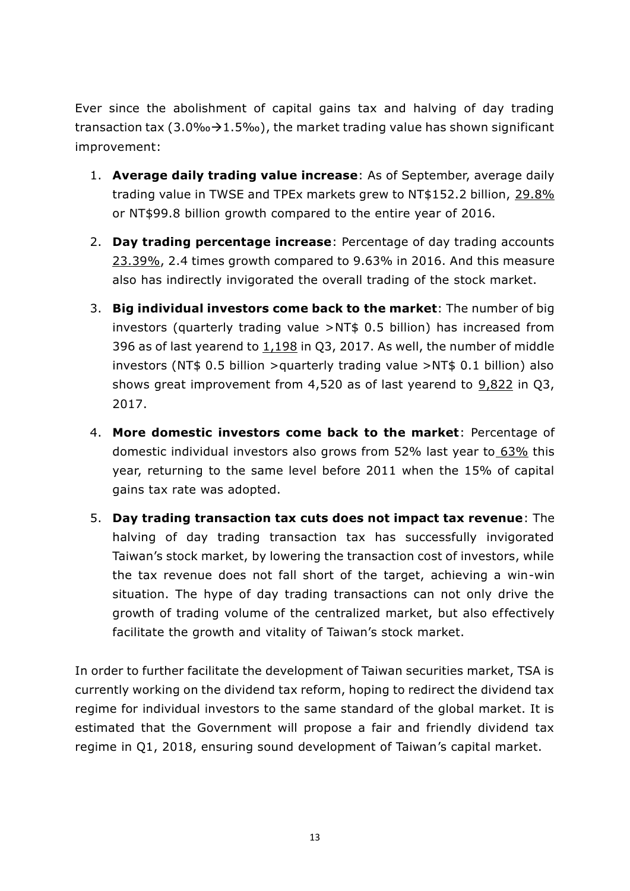Ever since the abolishment of capital gains tax and halving of day trading transaction tax (3.0‰→1.5‰), the market trading value has shown significant improvement:

1. **Average daily trading value increase**: As of September, average daily trading value in TWSE and TPEx markets grew to NT$152.2 billion, 29.8% or NT$99.8 billion growth compared to the entire year of 2016.
2. **Day trading percentage increase**: Percentage of day trading accounts 23.39%, 2.4 times growth compared to 9.63% in 2016. And this measure also has indirectly invigorated the overall trading of the stock market.
3. **Big individual investors come back to the market**: The number of big investors (quarterly trading value >NT$ 0.5 billion) has increased from 396 as of last yearend to 1,198 in Q3, 2017. As well, the number of middle investors (NT$ 0.5 billion >quarterly trading value >NT$ 0.1 billion) also shows great improvement from 4,520 as of last yearend to 9,822 in Q3, 2017.
4. **More domestic investors come back to the market**: Percentage of domestic individual investors also grows from 52% last year to 63% this year, returning to the same level before 2011 when the 15% of capital gains tax rate was adopted.
5. **Day trading transaction tax cuts does not impact tax revenue**: The halving of day trading transaction tax has successfully invigorated Taiwan's stock market, by lowering the transaction cost of investors, while the tax revenue does not fall short of the target, achieving a win-win situation. The hype of day trading transactions can not only drive the growth of trading volume of the centralized market, but also effectively facilitate the growth and vitality of Taiwan's stock market.

In order to further facilitate the development of Taiwan securities market, TSA is currently working on the dividend tax reform, hoping to redirect the dividend tax regime for individual investors to the same standard of the global market. It is estimated that the Government will propose a fair and friendly dividend tax regime in Q1, 2018, ensuring sound development of Taiwan's capital market.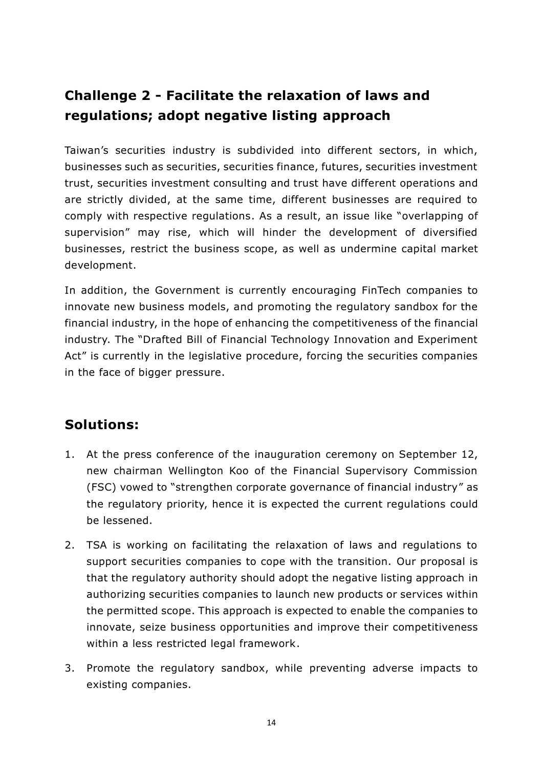## Challenge 2 - Facilitate the relaxation of laws and regulations; adopt negative listing approach

Taiwan's securities industry is subdivided into different sectors, in which, businesses such as securities, securities finance, futures, securities investment trust, securities investment consulting and trust have different operations and are strictly divided, at the same time, different businesses are required to comply with respective regulations. As a result, an issue like "overlapping of supervision" may rise, which will hinder the development of diversified businesses, restrict the business scope, as well as undermine capital market development.

In addition, the Government is currently encouraging FinTech companies to innovate new business models, and promoting the regulatory sandbox for the financial industry, in the hope of enhancing the competitiveness of the financial industry. The "Drafted Bill of Financial Technology Innovation and Experiment Act" is currently in the legislative procedure, forcing the securities companies in the face of bigger pressure.

## Solutions:

1. At the press conference of the inauguration ceremony on September 12, new chairman Wellington Koo of the Financial Supervisory Commission (FSC) vowed to "strengthen corporate governance of financial industry" as the regulatory priority, hence it is expected the current regulations could be lessened.
2. TSA is working on facilitating the relaxation of laws and regulations to support securities companies to cope with the transition. Our proposal is that the regulatory authority should adopt the negative listing approach in authorizing securities companies to launch new products or services within the permitted scope. This approach is expected to enable the companies to innovate, seize business opportunities and improve their competitiveness within a less restricted legal framework.
3. Promote the regulatory sandbox, while preventing adverse impacts to existing companies.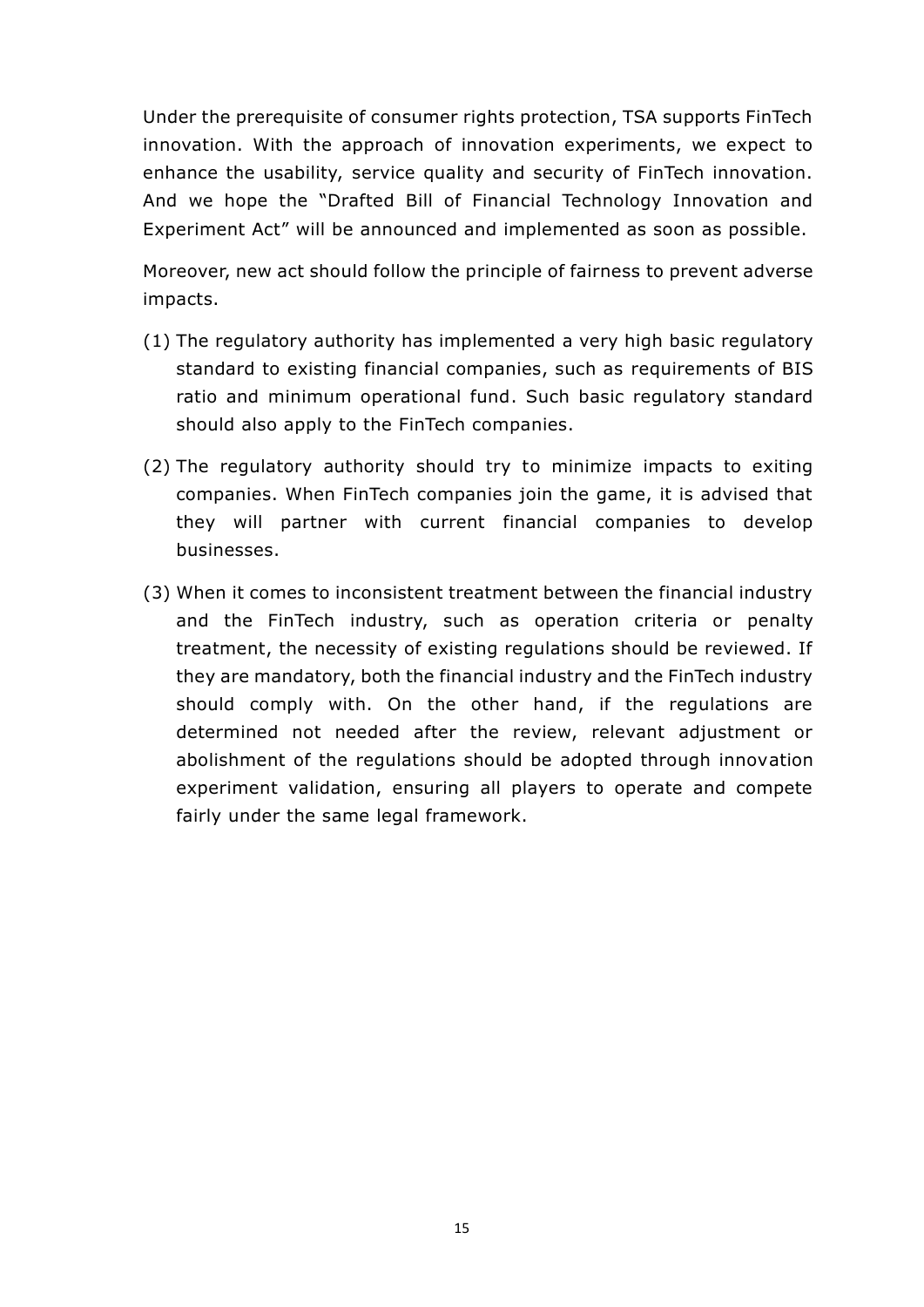Under the prerequisite of consumer rights protection, TSA supports FinTech innovation. With the approach of innovation experiments, we expect to enhance the usability, service quality and security of FinTech innovation. And we hope the "Drafted Bill of Financial Technology Innovation and Experiment Act" will be announced and implemented as soon as possible.

Moreover, new act should follow the principle of fairness to prevent adverse impacts.

(1) The regulatory authority has implemented a very high basic regulatory standard to existing financial companies, such as requirements of BIS ratio and minimum operational fund. Such basic regulatory standard should also apply to the FinTech companies.

(2) The regulatory authority should try to minimize impacts to exiting companies. When FinTech companies join the game, it is advised that they will partner with current financial companies to develop businesses.

(3) When it comes to inconsistent treatment between the financial industry and the FinTech industry, such as operation criteria or penalty treatment, the necessity of existing regulations should be reviewed. If they are mandatory, both the financial industry and the FinTech industry should comply with. On the other hand, if the regulations are determined not needed after the review, relevant adjustment or abolishment of the regulations should be adopted through innovation experiment validation, ensuring all players to operate and compete fairly under the same legal framework.